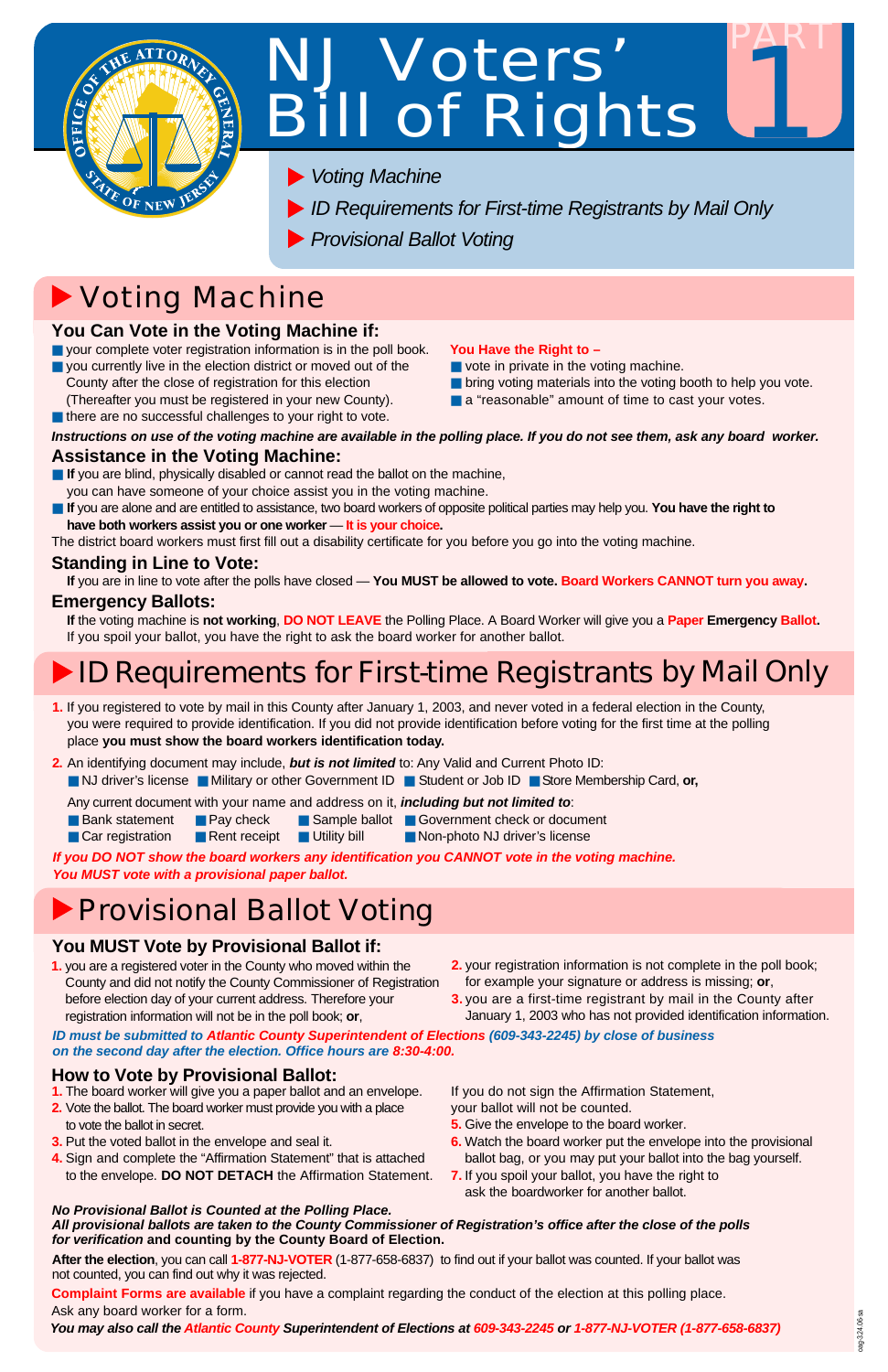# NJ Voters' Bill of Rights

PART 1

- Voting Machine
- ID Requirements for First-time Registrants by Mail Only
- Provisional Ballot Voting

## Voting Machine

### You Can Vote in the Voting Machine if:

- your complete voter registration information is in the poll book.
- you currently live in the election district or moved out of the County after the close of registration for this election (Thereafter you must be registered in your new County).
- there are no successful challenges to your right to vote.

**You Have the Right to –**

- vote in private in the voting machine.
- bring voting materials into the voting booth to help you vote.
- a "reasonable" amount of time to cast your votes.

***Instructions on use of the voting machine are available in the polling place. If you do not see them, ask any board worker.***

### Assistance in the Voting Machine:

- **If** you are blind, physically disabled or cannot read the ballot on the machine, you can have someone of your choice assist you in the voting machine.
- **If** you are alone and are entitled to assistance, two board workers of opposite political parties may help you. **You have the right to have both workers assist you or one worker — It is your choice.**

The district board workers must first fill out a disability certificate for you before you go into the voting machine.

### Standing in Line to Vote:

**If** you are in line to vote after the polls have closed — **You MUST be allowed to vote. Board Workers CANNOT turn you away.**

### Emergency Ballots:

**If** the voting machine is **not working**, **DO NOT LEAVE** the Polling Place. A Board Worker will give you a **Paper Emergency Ballot.** If you spoil your ballot, you have the right to ask the board worker for another ballot.

## ID Requirements for First-time Registrants by Mail Only

1. If you registered to vote by mail in this County after January 1, 2003, and never voted in a federal election in the County, you were required to provide identification. If you did not provide identification before voting for the first time at the polling place **you must show the board workers identification today.**

2. An identifying document may include, ***but is not limited*** to: Any Valid and Current Photo ID:
   - NJ driver's license
   - Military or other Government ID
   - Student or Job ID
   - Store Membership Card, **or,**

   Any current document with your name and address on it, ***including but not limited to***:
   - Bank statement
   - Pay check
   - Sample ballot
   - Government check or document
   - Car registration
   - Rent receipt
   - Utility bill
   - Non-photo NJ driver's license

***If you DO NOT show the board workers any identification you CANNOT vote in the voting machine. You MUST vote with a provisional paper ballot.***

## Provisional Ballot Voting

### You MUST Vote by Provisional Ballot if:

1. you are a registered voter in the County who moved within the County and did not notify the County Commissioner of Registration before election day of your current address. Therefore your registration information will not be in the poll book; **or**,
2. your registration information is not complete in the poll book; for example your signature or address is missing; **or**,
3. you are a first-time registrant by mail in the County after January 1, 2003 who has not provided identification information.

***ID must be submitted to Atlantic County Superintendent of Elections (609-343-2245) by close of business on the second day after the election. Office hours are 8:30-4:00.***

### How to Vote by Provisional Ballot:

1. The board worker will give you a paper ballot and an envelope.
2. Vote the ballot. The board worker must provide you with a place to vote the ballot in secret.
3. Put the voted ballot in the envelope and seal it.
4. Sign and complete the "Affirmation Statement" that is attached to the envelope. **DO NOT DETACH** the Affirmation Statement. If you do not sign the Affirmation Statement, your ballot will not be counted.
5. Give the envelope to the board worker.
6. Watch the board worker put the envelope into the provisional ballot bag, or you may put your ballot into the bag yourself.
7. If you spoil your ballot, you have the right to ask the boardworker for another ballot.

***No Provisional Ballot is Counted at the Polling Place.***
***All provisional ballots are taken to the County Commissioner of Registration's office after the close of the polls for verification* and counting by the County Board of Election.**

**After the election**, you can call **1-877-NJ-VOTER** (1-877-658-6837) to find out if your ballot was counted. If your ballot was not counted, you can find out why it was rejected.

**Complaint Forms are available** if you have a complaint regarding the conduct of the election at this polling place. Ask any board worker for a form.

***You may also call the Atlantic County Superintendent of Elections at 609-343-2245 or 1-877-NJ-VOTER (1-877-658-6837)***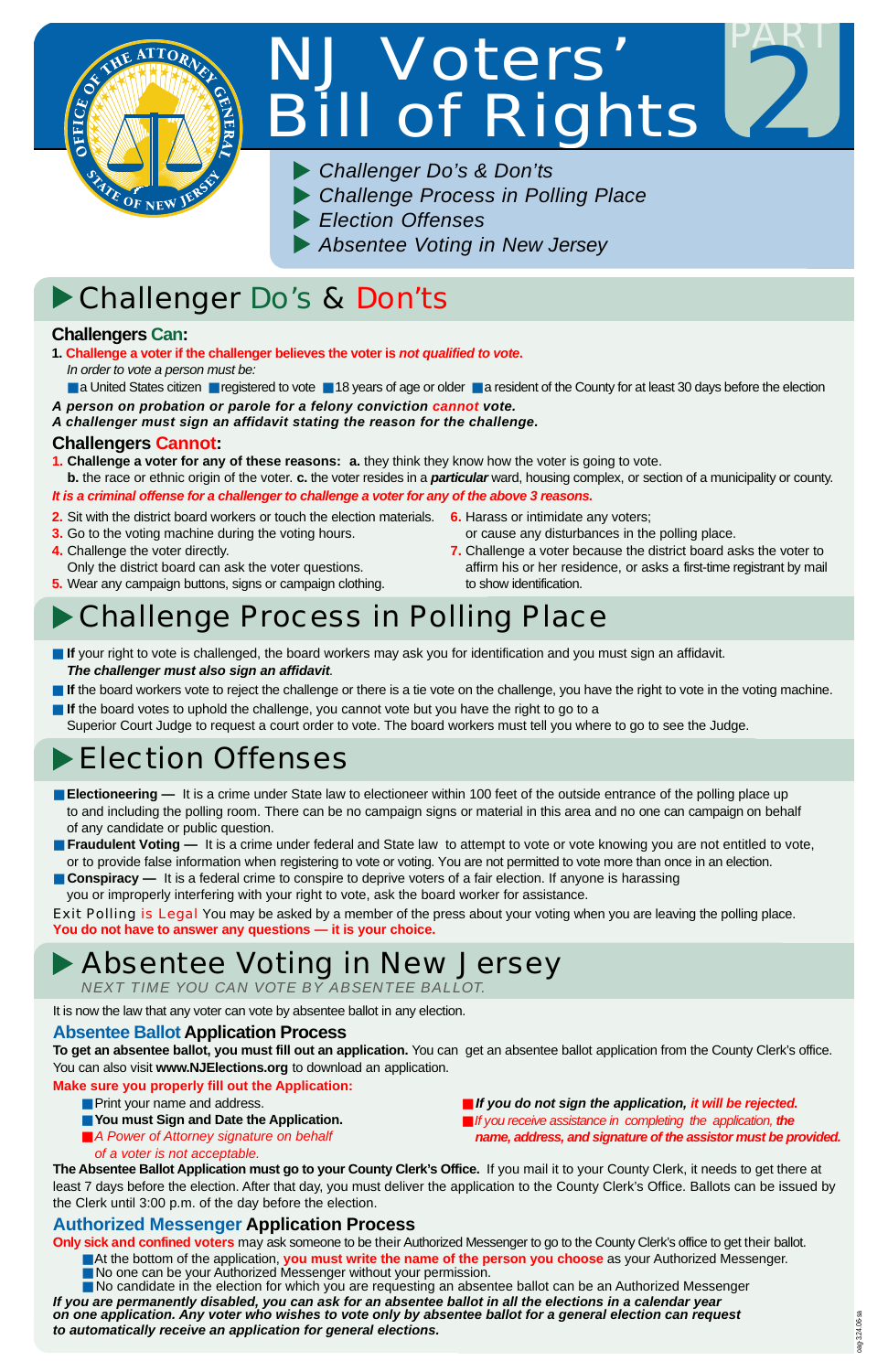# NJ Voters' Bill of Rights

PART 2

- Challenger Do's & Don'ts
- Challenge Process in Polling Place
- Election Offenses
- Absentee Voting in New Jersey

## Challenger Do's & Don'ts

### Challengers Can:

1. **Challenge a voter if the challenger believes the voter is *not qualified to vote*.**
   *In order to vote a person must be:*
   - a United States citizen
   - registered to vote
   - 18 years of age or older
   - a resident of the County for at least 30 days before the election

***A person on probation or parole for a felony conviction cannot vote.***
***A challenger must sign an affidavit stating the reason for the challenge.***

### Challengers Cannot:

1. **Challenge a voter for any of these reasons:** **a.** they think they know how the voter is going to vote. **b.** the race or ethnic origin of the voter. **c.** the voter resides in a ***particular*** ward, housing complex, or section of a municipality or county.

***It is a criminal offense for a challenger to challenge a voter for any of the above 3 reasons.***

2. Sit with the district board workers or touch the election materials.
3. Go to the voting machine during the voting hours.
4. Challenge the voter directly. Only the district board can ask the voter questions.
5. Wear any campaign buttons, signs or campaign clothing.
6. Harass or intimidate any voters; or cause any disturbances in the polling place.
7. Challenge a voter because the district board asks the voter to affirm his or her residence, or asks a first-time registrant by mail to show identification.

## Challenge Process in Polling Place

- **If** your right to vote is challenged, the board workers may ask you for identification and you must sign an affidavit. ***The challenger must also sign an affidavit.***
- **If** the board workers vote to reject the challenge or there is a tie vote on the challenge, you have the right to vote in the voting machine.
- **If** the board votes to uphold the challenge, you cannot vote but you have the right to go to a Superior Court Judge to request a court order to vote. The board workers must tell you where to go to see the Judge.

## Election Offenses

- **Electioneering —** It is a crime under State law to electioneer within 100 feet of the outside entrance of the polling place up to and including the polling room. There can be no campaign signs or material in this area and no one can campaign on behalf of any candidate or public question.
- **Fraudulent Voting —** It is a crime under federal and State law to attempt to vote or vote knowing you are not entitled to vote, or to provide false information when registering to vote or voting. You are not permitted to vote more than once in an election.
- **Conspiracy —** It is a federal crime to conspire to deprive voters of a fair election. If anyone is harassing you or improperly interfering with your right to vote, ask the board worker for assistance.

Exit Polling is Legal You may be asked by a member of the press about your voting when you are leaving the polling place. **You do not have to answer any questions — it is your choice.**

## Absentee Voting in New Jersey

*NEXT TIME YOU CAN VOTE BY ABSENTEE BALLOT.*

It is now the law that any voter can vote by absentee ballot in any election.

### Absentee Ballot Application Process

**To get an absentee ballot, you must fill out an application.** You can get an absentee ballot application from the County Clerk's office. You can also visit **www.NJElections.org** to download an application.

**Make sure you properly fill out the Application:**

- Print your name and address.
- **You must Sign and Date the Application.**
- *A Power of Attorney signature on behalf of a voter is not acceptable.*
- ***If you do not sign the application, it will be rejected.***
- *If you receive assistance in completing the application, **the name, address, and signature of the assistor must be provided.***

**The Absentee Ballot Application must go to your County Clerk's Office.** If you mail it to your County Clerk, it needs to get there at least 7 days before the election. After that day, you must deliver the application to the County Clerk's Office. Ballots can be issued by the Clerk until 3:00 p.m. of the day before the election.

### Authorized Messenger Application Process

**Only sick and confined voters** may ask someone to be their Authorized Messenger to go to the County Clerk's office to get their ballot.

- At the bottom of the application, **you must write the name of the person you choose** as your Authorized Messenger.
- No one can be your Authorized Messenger without your permission.
- No candidate in the election for which you are requesting an absentee ballot can be an Authorized Messenger

***If you are permanently disabled, you can ask for an absentee ballot in all the elections in a calendar year on one application. Any voter who wishes to vote only by absentee ballot for a general election can request to automatically receive an application for general elections.***

oag 324-06-sa